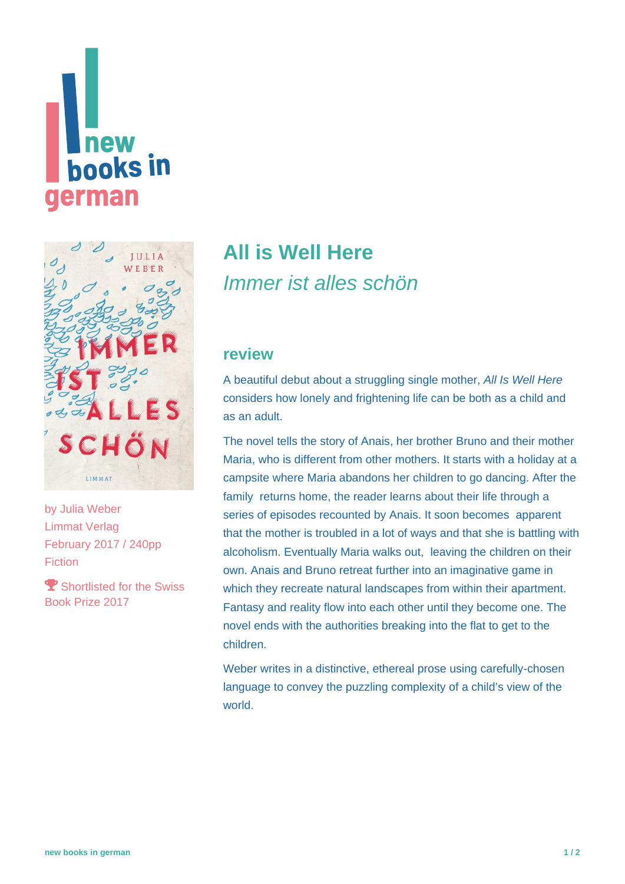new books in german

# All is Well Here

*Immer ist alles schön*

by Julia Weber
Limmat Verlag
February 2017 / 240pp
Fiction

Shortlisted for the Swiss Book Prize 2017

## review

A beautiful debut about a struggling single mother, *All Is Well Here* considers how lonely and frightening life can be both as a child and as an adult.

The novel tells the story of Anais, her brother Bruno and their mother Maria, who is different from other mothers. It starts with a holiday at a campsite where Maria abandons her children to go dancing. After the family returns home, the reader learns about their life through a series of episodes recounted by Anais. It soon becomes apparent that the mother is troubled in a lot of ways and that she is battling with alcoholism. Eventually Maria walks out, leaving the children on their own. Anais and Bruno retreat further into an imaginative game in which they recreate natural landscapes from within their apartment. Fantasy and reality flow into each other until they become one. The novel ends with the authorities breaking into the flat to get to the children.

Weber writes in a distinctive, ethereal prose using carefully-chosen language to convey the puzzling complexity of a child's view of the world.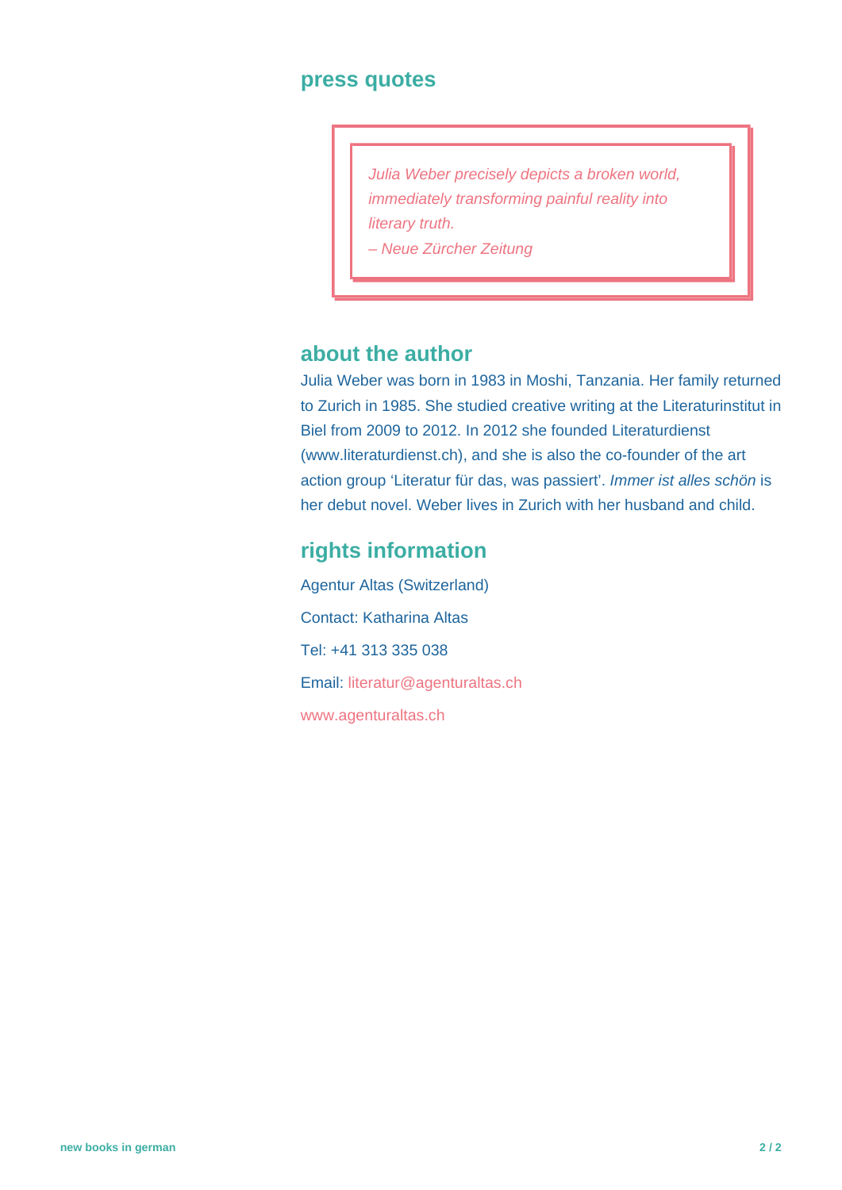## press quotes

> *Julia Weber precisely depicts a broken world, immediately transforming painful reality into literary truth.*
> *– Neue Zürcher Zeitung*

## about the author

Julia Weber was born in 1983 in Moshi, Tanzania. Her family returned to Zurich in 1985. She studied creative writing at the Literaturinstitut in Biel from 2009 to 2012. In 2012 she founded Literaturdienst (www.literaturdienst.ch), and she is also the co-founder of the art action group 'Literatur für das, was passiert'. *Immer ist alles schön* is her debut novel. Weber lives in Zurich with her husband and child.

## rights information

Agentur Altas (Switzerland)

Contact: Katharina Altas

Tel: +41 313 335 038

Email: literatur@agenturaltas.ch

www.agenturaltas.ch